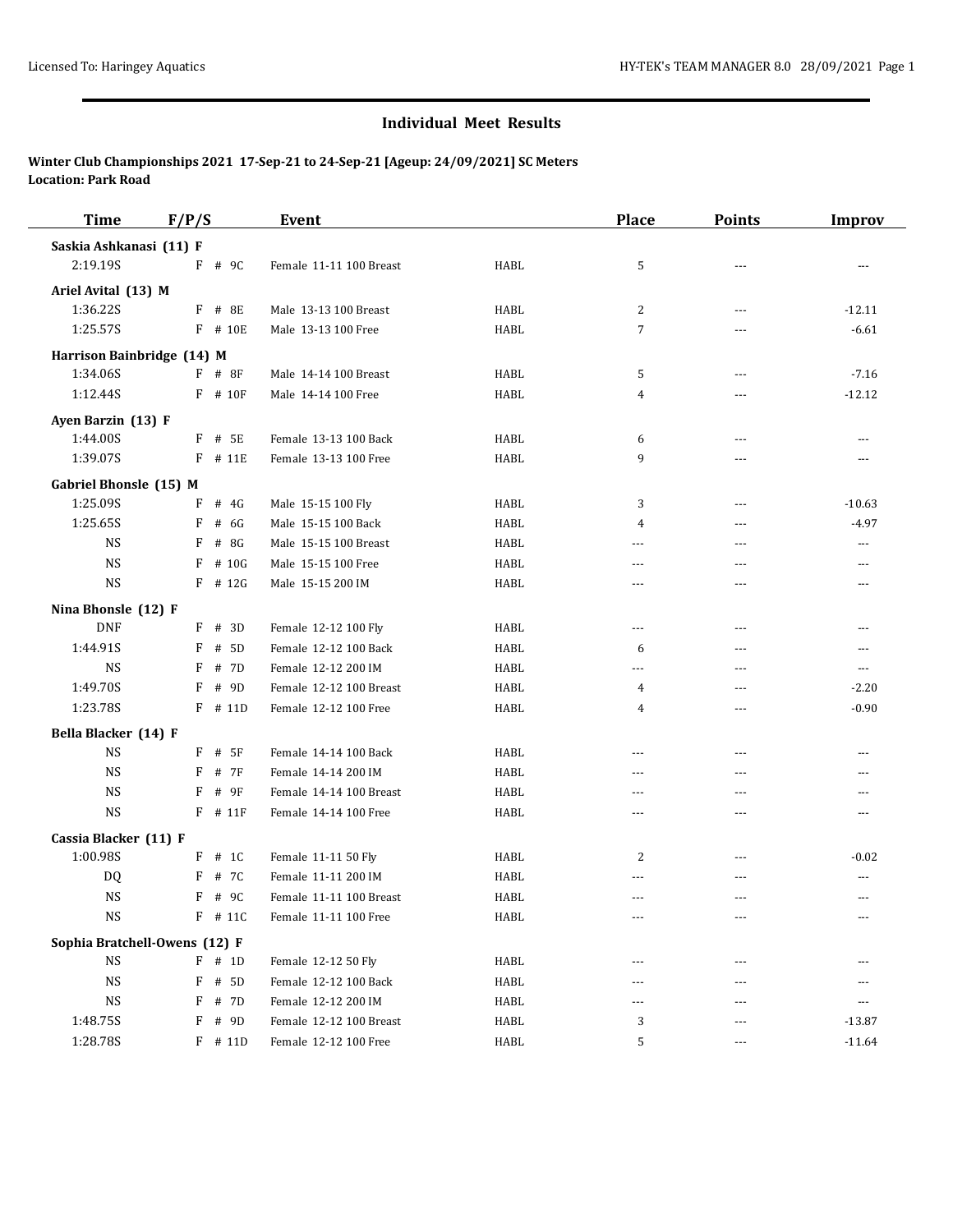## Individual Meet Results

**Winter Club Championships 2021 17-Sep-21 to 24-Sep-21 [Ageup: 24/09/2021] SC Meters**
**Location: Park Road**

| Time | F/P/S | Event | | Place | Points | Improv |
|---|---|---|---|---|---|---|
| **Saskia Ashkanasi (11) F** | | | | | | |
| 2:19.19S | F # 9C | Female 11-11 100 Breast | HABL | 5 | --- | --- |
| **Ariel Avital (13) M** | | | | | | |
| 1:36.22S | F # 8E | Male 13-13 100 Breast | HABL | 2 | --- | -12.11 |
| 1:25.57S | F # 10E | Male 13-13 100 Free | HABL | 7 | --- | -6.61 |
| **Harrison Bainbridge (14) M** | | | | | | |
| 1:34.06S | F # 8F | Male 14-14 100 Breast | HABL | 5 | --- | -7.16 |
| 1:12.44S | F # 10F | Male 14-14 100 Free | HABL | 4 | --- | -12.12 |
| **Ayen Barzin (13) F** | | | | | | |
| 1:44.00S | F # 5E | Female 13-13 100 Back | HABL | 6 | --- | --- |
| 1:39.07S | F # 11E | Female 13-13 100 Free | HABL | 9 | --- | --- |
| **Gabriel Bhonsle (15) M** | | | | | | |
| 1:25.09S | F # 4G | Male 15-15 100 Fly | HABL | 3 | --- | -10.63 |
| 1:25.65S | F # 6G | Male 15-15 100 Back | HABL | 4 | --- | -4.97 |
| NS | F # 8G | Male 15-15 100 Breast | HABL | --- | --- | --- |
| NS | F # 10G | Male 15-15 100 Free | HABL | --- | --- | --- |
| NS | F # 12G | Male 15-15 200 IM | HABL | --- | --- | --- |
| **Nina Bhonsle (12) F** | | | | | | |
| DNF | F # 3D | Female 12-12 100 Fly | HABL | --- | --- | --- |
| 1:44.91S | F # 5D | Female 12-12 100 Back | HABL | 6 | --- | --- |
| NS | F # 7D | Female 12-12 200 IM | HABL | --- | --- | --- |
| 1:49.70S | F # 9D | Female 12-12 100 Breast | HABL | 4 | --- | -2.20 |
| 1:23.78S | F # 11D | Female 12-12 100 Free | HABL | 4 | --- | -0.90 |
| **Bella Blacker (14) F** | | | | | | |
| NS | F # 5F | Female 14-14 100 Back | HABL | --- | --- | --- |
| NS | F # 7F | Female 14-14 200 IM | HABL | --- | --- | --- |
| NS | F # 9F | Female 14-14 100 Breast | HABL | --- | --- | --- |
| NS | F # 11F | Female 14-14 100 Free | HABL | --- | --- | --- |
| **Cassia Blacker (11) F** | | | | | | |
| 1:00.98S | F # 1C | Female 11-11 50 Fly | HABL | 2 | --- | -0.02 |
| DQ | F # 7C | Female 11-11 200 IM | HABL | --- | --- | --- |
| NS | F # 9C | Female 11-11 100 Breast | HABL | --- | --- | --- |
| NS | F # 11C | Female 11-11 100 Free | HABL | --- | --- | --- |
| **Sophia Bratchell-Owens (12) F** | | | | | | |
| NS | F # 1D | Female 12-12 50 Fly | HABL | --- | --- | --- |
| NS | F # 5D | Female 12-12 100 Back | HABL | --- | --- | --- |
| NS | F # 7D | Female 12-12 200 IM | HABL | --- | --- | --- |
| 1:48.75S | F # 9D | Female 12-12 100 Breast | HABL | 3 | --- | -13.87 |
| 1:28.78S | F # 11D | Female 12-12 100 Free | HABL | 5 | --- | -11.64 |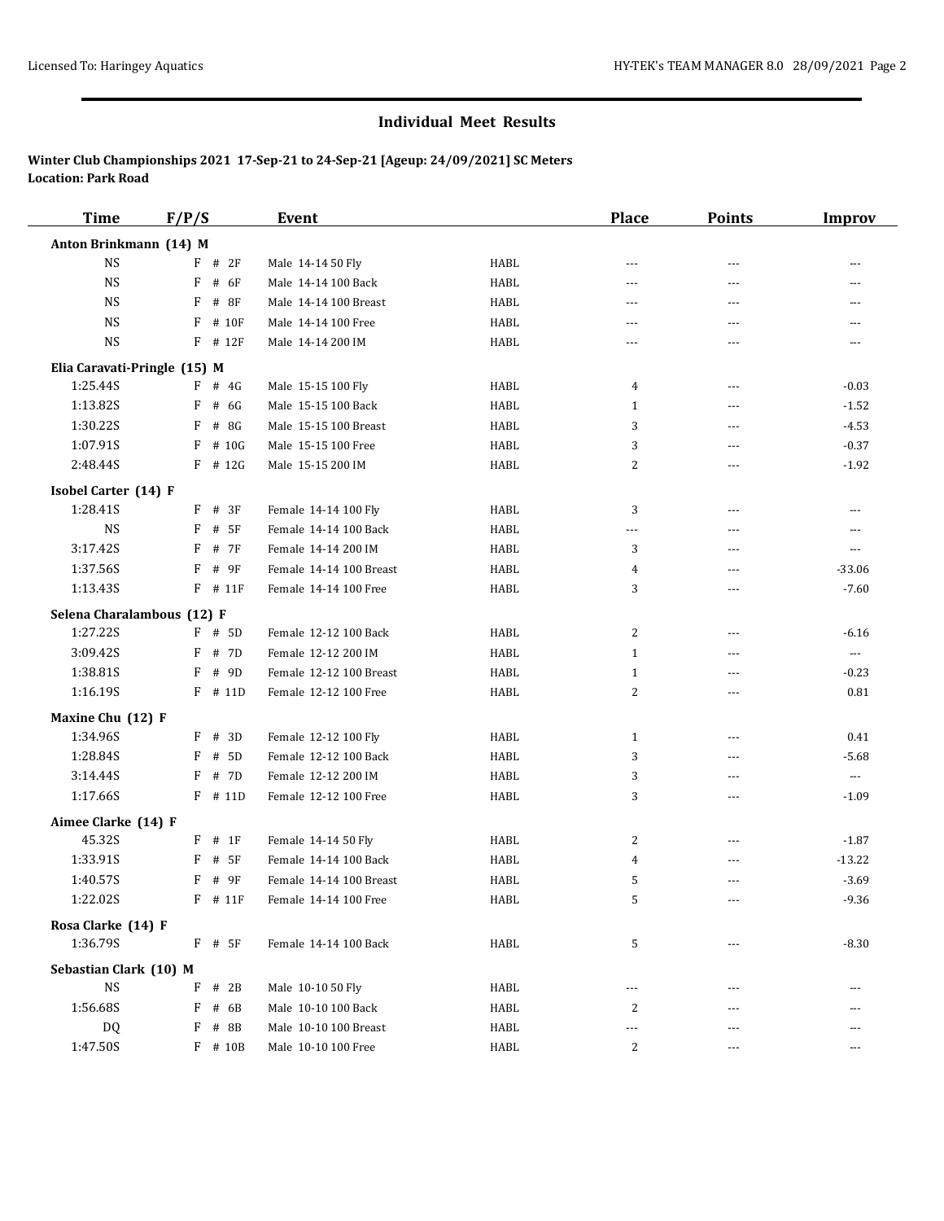## Individual Meet Results

**Winter Club Championships 2021 17-Sep-21 to 24-Sep-21 [Ageup: 24/09/2021] SC Meters**
**Location: Park Road**

| Time | F/P/S | Event | | Place | Points | Improv |
|---|---|---|---|---|---|---|
| **Anton Brinkmann (14) M** | | | | | | |
| NS | F # 2F | Male 14-14 50 Fly | HABL | --- | --- | --- |
| NS | F # 6F | Male 14-14 100 Back | HABL | --- | --- | --- |
| NS | F # 8F | Male 14-14 100 Breast | HABL | --- | --- | --- |
| NS | F # 10F | Male 14-14 100 Free | HABL | --- | --- | --- |
| NS | F # 12F | Male 14-14 200 IM | HABL | --- | --- | --- |
| **Elia Caravati-Pringle (15) M** | | | | | | |
| 1:25.44S | F # 4G | Male 15-15 100 Fly | HABL | 4 | --- | -0.03 |
| 1:13.82S | F # 6G | Male 15-15 100 Back | HABL | 1 | --- | -1.52 |
| 1:30.22S | F # 8G | Male 15-15 100 Breast | HABL | 3 | --- | -4.53 |
| 1:07.91S | F # 10G | Male 15-15 100 Free | HABL | 3 | --- | -0.37 |
| 2:48.44S | F # 12G | Male 15-15 200 IM | HABL | 2 | --- | -1.92 |
| **Isobel Carter (14) F** | | | | | | |
| 1:28.41S | F # 3F | Female 14-14 100 Fly | HABL | 3 | --- | --- |
| NS | F # 5F | Female 14-14 100 Back | HABL | --- | --- | --- |
| 3:17.42S | F # 7F | Female 14-14 200 IM | HABL | 3 | --- | --- |
| 1:37.56S | F # 9F | Female 14-14 100 Breast | HABL | 4 | --- | -33.06 |
| 1:13.43S | F # 11F | Female 14-14 100 Free | HABL | 3 | --- | -7.60 |
| **Selena Charalambous (12) F** | | | | | | |
| 1:27.22S | F # 5D | Female 12-12 100 Back | HABL | 2 | --- | -6.16 |
| 3:09.42S | F # 7D | Female 12-12 200 IM | HABL | 1 | --- | --- |
| 1:38.81S | F # 9D | Female 12-12 100 Breast | HABL | 1 | --- | -0.23 |
| 1:16.19S | F # 11D | Female 12-12 100 Free | HABL | 2 | --- | 0.81 |
| **Maxine Chu (12) F** | | | | | | |
| 1:34.96S | F # 3D | Female 12-12 100 Fly | HABL | 1 | --- | 0.41 |
| 1:28.84S | F # 5D | Female 12-12 100 Back | HABL | 3 | --- | -5.68 |
| 3:14.44S | F # 7D | Female 12-12 200 IM | HABL | 3 | --- | --- |
| 1:17.66S | F # 11D | Female 12-12 100 Free | HABL | 3 | --- | -1.09 |
| **Aimee Clarke (14) F** | | | | | | |
| 45.32S | F # 1F | Female 14-14 50 Fly | HABL | 2 | --- | -1.87 |
| 1:33.91S | F # 5F | Female 14-14 100 Back | HABL | 4 | --- | -13.22 |
| 1:40.57S | F # 9F | Female 14-14 100 Breast | HABL | 5 | --- | -3.69 |
| 1:22.02S | F # 11F | Female 14-14 100 Free | HABL | 5 | --- | -9.36 |
| **Rosa Clarke (14) F** | | | | | | |
| 1:36.79S | F # 5F | Female 14-14 100 Back | HABL | 5 | --- | -8.30 |
| **Sebastian Clark (10) M** | | | | | | |
| NS | F # 2B | Male 10-10 50 Fly | HABL | --- | --- | --- |
| 1:56.68S | F # 6B | Male 10-10 100 Back | HABL | 2 | --- | --- |
| DQ | F # 8B | Male 10-10 100 Breast | HABL | --- | --- | --- |
| 1:47.50S | F # 10B | Male 10-10 100 Free | HABL | 2 | --- | --- |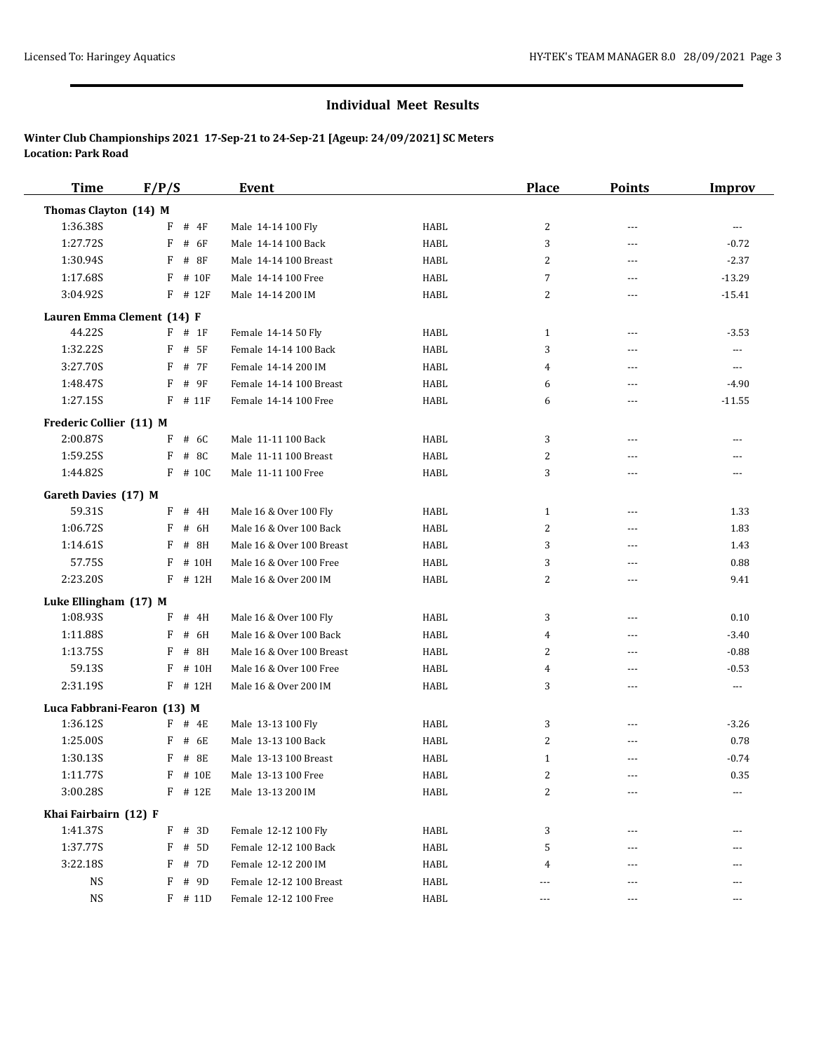## Individual Meet Results

**Winter Club Championships 2021 17-Sep-21 to 24-Sep-21 [Ageup: 24/09/2021] SC Meters**
**Location: Park Road**

| Time | F/P/S | Event | | Place | Points | Improv |
|---|---|---|---|---|---|---|
| **Thomas Clayton (14) M** | | | | | | |
| 1:36.38S | F # 4F | Male 14-14 100 Fly | HABL | 2 | --- | --- |
| 1:27.72S | F # 6F | Male 14-14 100 Back | HABL | 3 | --- | -0.72 |
| 1:30.94S | F # 8F | Male 14-14 100 Breast | HABL | 2 | --- | -2.37 |
| 1:17.68S | F # 10F | Male 14-14 100 Free | HABL | 7 | --- | -13.29 |
| 3:04.92S | F # 12F | Male 14-14 200 IM | HABL | 2 | --- | -15.41 |
| **Lauren Emma Clement (14) F** | | | | | | |
| 44.22S | F # 1F | Female 14-14 50 Fly | HABL | 1 | --- | -3.53 |
| 1:32.22S | F # 5F | Female 14-14 100 Back | HABL | 3 | --- | --- |
| 3:27.70S | F # 7F | Female 14-14 200 IM | HABL | 4 | --- | --- |
| 1:48.47S | F # 9F | Female 14-14 100 Breast | HABL | 6 | --- | -4.90 |
| 1:27.15S | F # 11F | Female 14-14 100 Free | HABL | 6 | --- | -11.55 |
| **Frederic Collier (11) M** | | | | | | |
| 2:00.87S | F # 6C | Male 11-11 100 Back | HABL | 3 | --- | --- |
| 1:59.25S | F # 8C | Male 11-11 100 Breast | HABL | 2 | --- | --- |
| 1:44.82S | F # 10C | Male 11-11 100 Free | HABL | 3 | --- | --- |
| **Gareth Davies (17) M** | | | | | | |
| 59.31S | F # 4H | Male 16 & Over 100 Fly | HABL | 1 | --- | 1.33 |
| 1:06.72S | F # 6H | Male 16 & Over 100 Back | HABL | 2 | --- | 1.83 |
| 1:14.61S | F # 8H | Male 16 & Over 100 Breast | HABL | 3 | --- | 1.43 |
| 57.75S | F # 10H | Male 16 & Over 100 Free | HABL | 3 | --- | 0.88 |
| 2:23.20S | F # 12H | Male 16 & Over 200 IM | HABL | 2 | --- | 9.41 |
| **Luke Ellingham (17) M** | | | | | | |
| 1:08.93S | F # 4H | Male 16 & Over 100 Fly | HABL | 3 | --- | 0.10 |
| 1:11.88S | F # 6H | Male 16 & Over 100 Back | HABL | 4 | --- | -3.40 |
| 1:13.75S | F # 8H | Male 16 & Over 100 Breast | HABL | 2 | --- | -0.88 |
| 59.13S | F # 10H | Male 16 & Over 100 Free | HABL | 4 | --- | -0.53 |
| 2:31.19S | F # 12H | Male 16 & Over 200 IM | HABL | 3 | --- | --- |
| **Luca Fabbrani-Fearon (13) M** | | | | | | |
| 1:36.12S | F # 4E | Male 13-13 100 Fly | HABL | 3 | --- | -3.26 |
| 1:25.00S | F # 6E | Male 13-13 100 Back | HABL | 2 | --- | 0.78 |
| 1:30.13S | F # 8E | Male 13-13 100 Breast | HABL | 1 | --- | -0.74 |
| 1:11.77S | F # 10E | Male 13-13 100 Free | HABL | 2 | --- | 0.35 |
| 3:00.28S | F # 12E | Male 13-13 200 IM | HABL | 2 | --- | --- |
| **Khai Fairbairn (12) F** | | | | | | |
| 1:41.37S | F # 3D | Female 12-12 100 Fly | HABL | 3 | --- | --- |
| 1:37.77S | F # 5D | Female 12-12 100 Back | HABL | 5 | --- | --- |
| 3:22.18S | F # 7D | Female 12-12 200 IM | HABL | 4 | --- | --- |
| NS | F # 9D | Female 12-12 100 Breast | HABL | --- | --- | --- |
| NS | F # 11D | Female 12-12 100 Free | HABL | --- | --- | --- |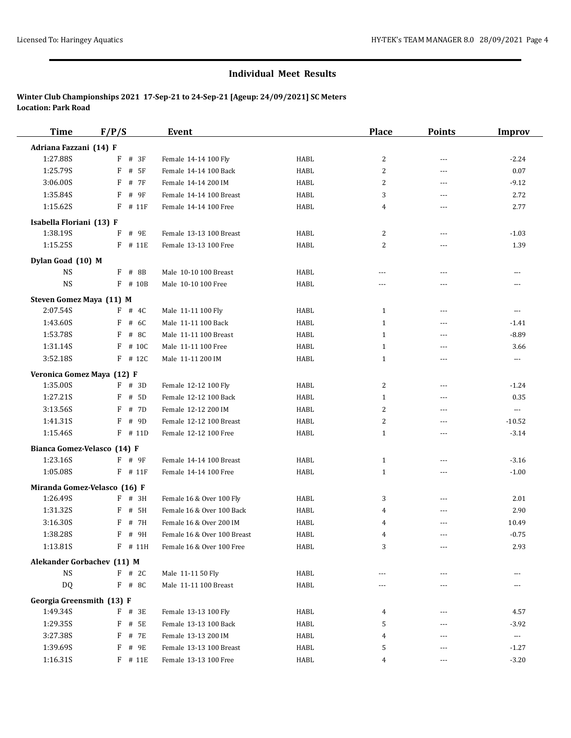## Individual Meet Results

**Winter Club Championships 2021 17-Sep-21 to 24-Sep-21 [Ageup: 24/09/2021] SC Meters**
**Location: Park Road**

| Time | F/P/S | Event | | Place | Points | Improv |
|---|---|---|---|---|---|---|
| **Adriana Fazzani (14) F** | | | | | | |
| 1:27.88S | F # 3F | Female 14-14 100 Fly | HABL | 2 | --- | -2.24 |
| 1:25.79S | F # 5F | Female 14-14 100 Back | HABL | 2 | --- | 0.07 |
| 3:06.00S | F # 7F | Female 14-14 200 IM | HABL | 2 | --- | -9.12 |
| 1:35.84S | F # 9F | Female 14-14 100 Breast | HABL | 3 | --- | 2.72 |
| 1:15.62S | F # 11F | Female 14-14 100 Free | HABL | 4 | --- | 2.77 |
| **Isabella Floriani (13) F** | | | | | | |
| 1:38.19S | F # 9E | Female 13-13 100 Breast | HABL | 2 | --- | -1.03 |
| 1:15.25S | F # 11E | Female 13-13 100 Free | HABL | 2 | --- | 1.39 |
| **Dylan Goad (10) M** | | | | | | |
| NS | F # 8B | Male 10-10 100 Breast | HABL | --- | --- | --- |
| NS | F # 10B | Male 10-10 100 Free | HABL | --- | --- | --- |
| **Steven Gomez Maya (11) M** | | | | | | |
| 2:07.54S | F # 4C | Male 11-11 100 Fly | HABL | 1 | --- | --- |
| 1:43.60S | F # 6C | Male 11-11 100 Back | HABL | 1 | --- | -1.41 |
| 1:53.78S | F # 8C | Male 11-11 100 Breast | HABL | 1 | --- | -8.89 |
| 1:31.14S | F # 10C | Male 11-11 100 Free | HABL | 1 | --- | 3.66 |
| 3:52.18S | F # 12C | Male 11-11 200 IM | HABL | 1 | --- | --- |
| **Veronica Gomez Maya (12) F** | | | | | | |
| 1:35.00S | F # 3D | Female 12-12 100 Fly | HABL | 2 | --- | -1.24 |
| 1:27.21S | F # 5D | Female 12-12 100 Back | HABL | 1 | --- | 0.35 |
| 3:13.56S | F # 7D | Female 12-12 200 IM | HABL | 2 | --- | --- |
| 1:41.31S | F # 9D | Female 12-12 100 Breast | HABL | 2 | --- | -10.52 |
| 1:15.46S | F # 11D | Female 12-12 100 Free | HABL | 1 | --- | -3.14 |
| **Bianca Gomez-Velasco (14) F** | | | | | | |
| 1:23.16S | F # 9F | Female 14-14 100 Breast | HABL | 1 | --- | -3.16 |
| 1:05.08S | F # 11F | Female 14-14 100 Free | HABL | 1 | --- | -1.00 |
| **Miranda Gomez-Velasco (16) F** | | | | | | |
| 1:26.49S | F # 3H | Female 16 & Over 100 Fly | HABL | 3 | --- | 2.01 |
| 1:31.32S | F # 5H | Female 16 & Over 100 Back | HABL | 4 | --- | 2.90 |
| 3:16.30S | F # 7H | Female 16 & Over 200 IM | HABL | 4 | --- | 10.49 |
| 1:38.28S | F # 9H | Female 16 & Over 100 Breast | HABL | 4 | --- | -0.75 |
| 1:13.81S | F # 11H | Female 16 & Over 100 Free | HABL | 3 | --- | 2.93 |
| **Alekander Gorbachev (11) M** | | | | | | |
| NS | F # 2C | Male 11-11 50 Fly | HABL | --- | --- | --- |
| DQ | F # 8C | Male 11-11 100 Breast | HABL | --- | --- | --- |
| **Georgia Greensmith (13) F** | | | | | | |
| 1:49.34S | F # 3E | Female 13-13 100 Fly | HABL | 4 | --- | 4.57 |
| 1:29.35S | F # 5E | Female 13-13 100 Back | HABL | 5 | --- | -3.92 |
| 3:27.38S | F # 7E | Female 13-13 200 IM | HABL | 4 | --- | --- |
| 1:39.69S | F # 9E | Female 13-13 100 Breast | HABL | 5 | --- | -1.27 |
| 1:16.31S | F # 11E | Female 13-13 100 Free | HABL | 4 | --- | -3.20 |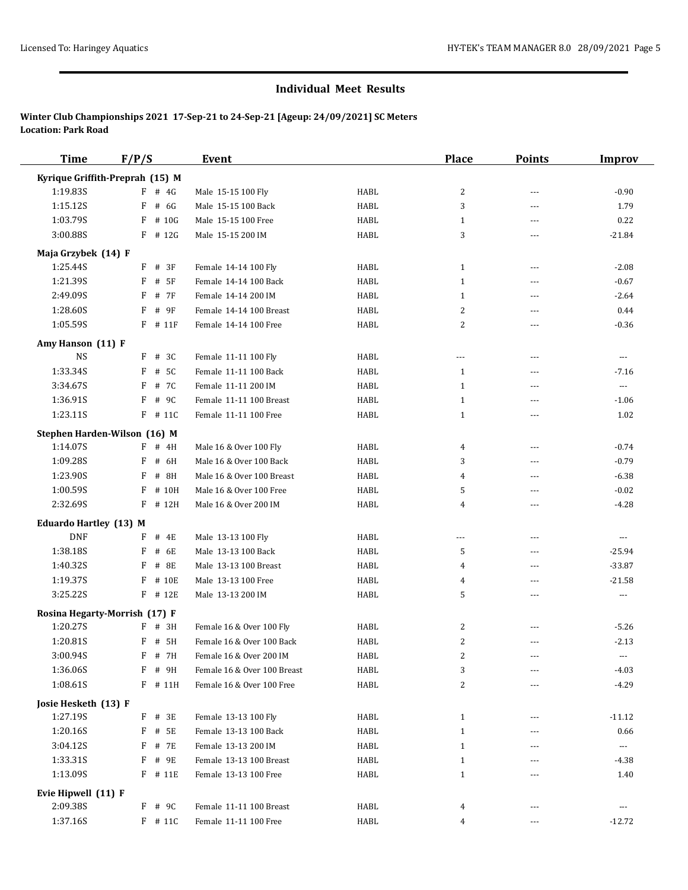## Individual Meet Results

**Winter Club Championships 2021 17-Sep-21 to 24-Sep-21 [Ageup: 24/09/2021] SC Meters**
**Location: Park Road**

| Time | F/P/S | Event | | Place | Points | Improv |
|---|---|---|---|---|---|---|
| **Kyrique Griffith-Preprah (15) M** | | | | | | |
| 1:19.83S | F # 4G | Male 15-15 100 Fly | HABL | 2 | --- | -0.90 |
| 1:15.12S | F # 6G | Male 15-15 100 Back | HABL | 3 | --- | 1.79 |
| 1:03.79S | F # 10G | Male 15-15 100 Free | HABL | 1 | --- | 0.22 |
| 3:00.88S | F # 12G | Male 15-15 200 IM | HABL | 3 | --- | -21.84 |
| **Maja Grzybek (14) F** | | | | | | |
| 1:25.44S | F # 3F | Female 14-14 100 Fly | HABL | 1 | --- | -2.08 |
| 1:21.39S | F # 5F | Female 14-14 100 Back | HABL | 1 | --- | -0.67 |
| 2:49.09S | F # 7F | Female 14-14 200 IM | HABL | 1 | --- | -2.64 |
| 1:28.60S | F # 9F | Female 14-14 100 Breast | HABL | 2 | --- | 0.44 |
| 1:05.59S | F # 11F | Female 14-14 100 Free | HABL | 2 | --- | -0.36 |
| **Amy Hanson (11) F** | | | | | | |
| NS | F # 3C | Female 11-11 100 Fly | HABL | --- | --- | --- |
| 1:33.34S | F # 5C | Female 11-11 100 Back | HABL | 1 | --- | -7.16 |
| 3:34.67S | F # 7C | Female 11-11 200 IM | HABL | 1 | --- | --- |
| 1:36.91S | F # 9C | Female 11-11 100 Breast | HABL | 1 | --- | -1.06 |
| 1:23.11S | F # 11C | Female 11-11 100 Free | HABL | 1 | --- | 1.02 |
| **Stephen Harden-Wilson (16) M** | | | | | | |
| 1:14.07S | F # 4H | Male 16 & Over 100 Fly | HABL | 4 | --- | -0.74 |
| 1:09.28S | F # 6H | Male 16 & Over 100 Back | HABL | 3 | --- | -0.79 |
| 1:23.90S | F # 8H | Male 16 & Over 100 Breast | HABL | 4 | --- | -6.38 |
| 1:00.59S | F # 10H | Male 16 & Over 100 Free | HABL | 5 | --- | -0.02 |
| 2:32.69S | F # 12H | Male 16 & Over 200 IM | HABL | 4 | --- | -4.28 |
| **Eduardo Hartley (13) M** | | | | | | |
| DNF | F # 4E | Male 13-13 100 Fly | HABL | --- | --- | --- |
| 1:38.18S | F # 6E | Male 13-13 100 Back | HABL | 5 | --- | -25.94 |
| 1:40.32S | F # 8E | Male 13-13 100 Breast | HABL | 4 | --- | -33.87 |
| 1:19.37S | F # 10E | Male 13-13 100 Free | HABL | 4 | --- | -21.58 |
| 3:25.22S | F # 12E | Male 13-13 200 IM | HABL | 5 | --- | --- |
| **Rosina Hegarty-Morrish (17) F** | | | | | | |
| 1:20.27S | F # 3H | Female 16 & Over 100 Fly | HABL | 2 | --- | -5.26 |
| 1:20.81S | F # 5H | Female 16 & Over 100 Back | HABL | 2 | --- | -2.13 |
| 3:00.94S | F # 7H | Female 16 & Over 200 IM | HABL | 2 | --- | --- |
| 1:36.06S | F # 9H | Female 16 & Over 100 Breast | HABL | 3 | --- | -4.03 |
| 1:08.61S | F # 11H | Female 16 & Over 100 Free | HABL | 2 | --- | -4.29 |
| **Josie Hesketh (13) F** | | | | | | |
| 1:27.19S | F # 3E | Female 13-13 100 Fly | HABL | 1 | --- | -11.12 |
| 1:20.16S | F # 5E | Female 13-13 100 Back | HABL | 1 | --- | 0.66 |
| 3:04.12S | F # 7E | Female 13-13 200 IM | HABL | 1 | --- | --- |
| 1:33.31S | F # 9E | Female 13-13 100 Breast | HABL | 1 | --- | -4.38 |
| 1:13.09S | F # 11E | Female 13-13 100 Free | HABL | 1 | --- | 1.40 |
| **Evie Hipwell (11) F** | | | | | | |
| 2:09.38S | F # 9C | Female 11-11 100 Breast | HABL | 4 | --- | --- |
| 1:37.16S | F # 11C | Female 11-11 100 Free | HABL | 4 | --- | -12.72 |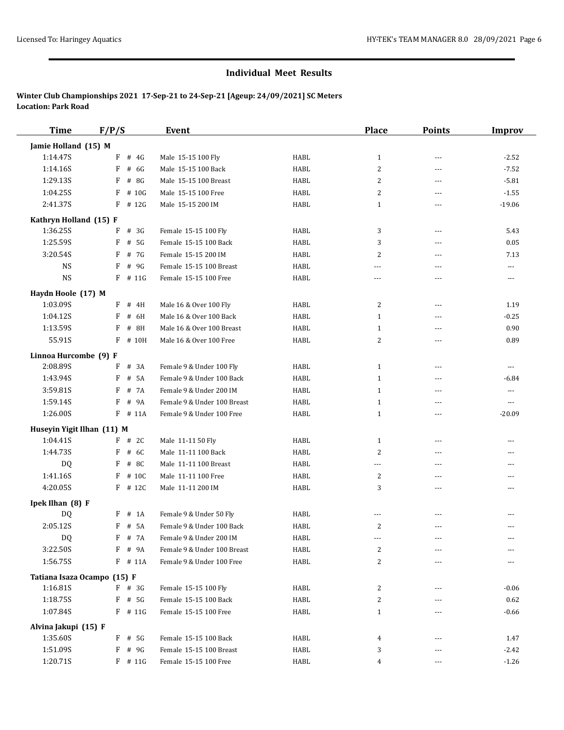## Individual Meet Results

**Winter Club Championships 2021 17-Sep-21 to 24-Sep-21 [Ageup: 24/09/2021] SC Meters**
**Location: Park Road**

| Time | F/P/S | Event | | Place | Points | Improv |
|---|---|---|---|---|---|---|
| **Jamie Holland (15) M** | | | | | | |
| 1:14.47S | F # 4G | Male 15-15 100 Fly | HABL | 1 | --- | -2.52 |
| 1:14.16S | F # 6G | Male 15-15 100 Back | HABL | 2 | --- | -7.52 |
| 1:29.13S | F # 8G | Male 15-15 100 Breast | HABL | 2 | --- | -5.81 |
| 1:04.25S | F # 10G | Male 15-15 100 Free | HABL | 2 | --- | -1.55 |
| 2:41.37S | F # 12G | Male 15-15 200 IM | HABL | 1 | --- | -19.06 |
| **Kathryn Holland (15) F** | | | | | | |
| 1:36.25S | F # 3G | Female 15-15 100 Fly | HABL | 3 | --- | 5.43 |
| 1:25.59S | F # 5G | Female 15-15 100 Back | HABL | 3 | --- | 0.05 |
| 3:20.54S | F # 7G | Female 15-15 200 IM | HABL | 2 | --- | 7.13 |
| NS | F # 9G | Female 15-15 100 Breast | HABL | --- | --- | --- |
| NS | F # 11G | Female 15-15 100 Free | HABL | --- | --- | --- |
| **Haydn Hoole (17) M** | | | | | | |
| 1:03.09S | F # 4H | Male 16 & Over 100 Fly | HABL | 2 | --- | 1.19 |
| 1:04.12S | F # 6H | Male 16 & Over 100 Back | HABL | 1 | --- | -0.25 |
| 1:13.59S | F # 8H | Male 16 & Over 100 Breast | HABL | 1 | --- | 0.90 |
| 55.91S | F # 10H | Male 16 & Over 100 Free | HABL | 2 | --- | 0.89 |
| **Linnoa Hurcombe (9) F** | | | | | | |
| 2:08.89S | F # 3A | Female 9 & Under 100 Fly | HABL | 1 | --- | --- |
| 1:43.94S | F # 5A | Female 9 & Under 100 Back | HABL | 1 | --- | -6.84 |
| 3:59.81S | F # 7A | Female 9 & Under 200 IM | HABL | 1 | --- | --- |
| 1:59.14S | F # 9A | Female 9 & Under 100 Breast | HABL | 1 | --- | --- |
| 1:26.00S | F # 11A | Female 9 & Under 100 Free | HABL | 1 | --- | -20.09 |
| **Huseyin Yigit Ilhan (11) M** | | | | | | |
| 1:04.41S | F # 2C | Male 11-11 50 Fly | HABL | 1 | --- | --- |
| 1:44.73S | F # 6C | Male 11-11 100 Back | HABL | 2 | --- | --- |
| DQ | F # 8C | Male 11-11 100 Breast | HABL | --- | --- | --- |
| 1:41.16S | F # 10C | Male 11-11 100 Free | HABL | 2 | --- | --- |
| 4:20.05S | F # 12C | Male 11-11 200 IM | HABL | 3 | --- | --- |
| **Ipek Ilhan (8) F** | | | | | | |
| DQ | F # 1A | Female 9 & Under 50 Fly | HABL | --- | --- | --- |
| 2:05.12S | F # 5A | Female 9 & Under 100 Back | HABL | 2 | --- | --- |
| DQ | F # 7A | Female 9 & Under 200 IM | HABL | --- | --- | --- |
| 3:22.50S | F # 9A | Female 9 & Under 100 Breast | HABL | 2 | --- | --- |
| 1:56.75S | F # 11A | Female 9 & Under 100 Free | HABL | 2 | --- | --- |
| **Tatiana Isaza Ocampo (15) F** | | | | | | |
| 1:16.81S | F # 3G | Female 15-15 100 Fly | HABL | 2 | --- | -0.06 |
| 1:18.75S | F # 5G | Female 15-15 100 Back | HABL | 2 | --- | 0.62 |
| 1:07.84S | F # 11G | Female 15-15 100 Free | HABL | 1 | --- | -0.66 |
| **Alvina Jakupi (15) F** | | | | | | |
| 1:35.60S | F # 5G | Female 15-15 100 Back | HABL | 4 | --- | 1.47 |
| 1:51.09S | F # 9G | Female 15-15 100 Breast | HABL | 3 | --- | -2.42 |
| 1:20.71S | F # 11G | Female 15-15 100 Free | HABL | 4 | --- | -1.26 |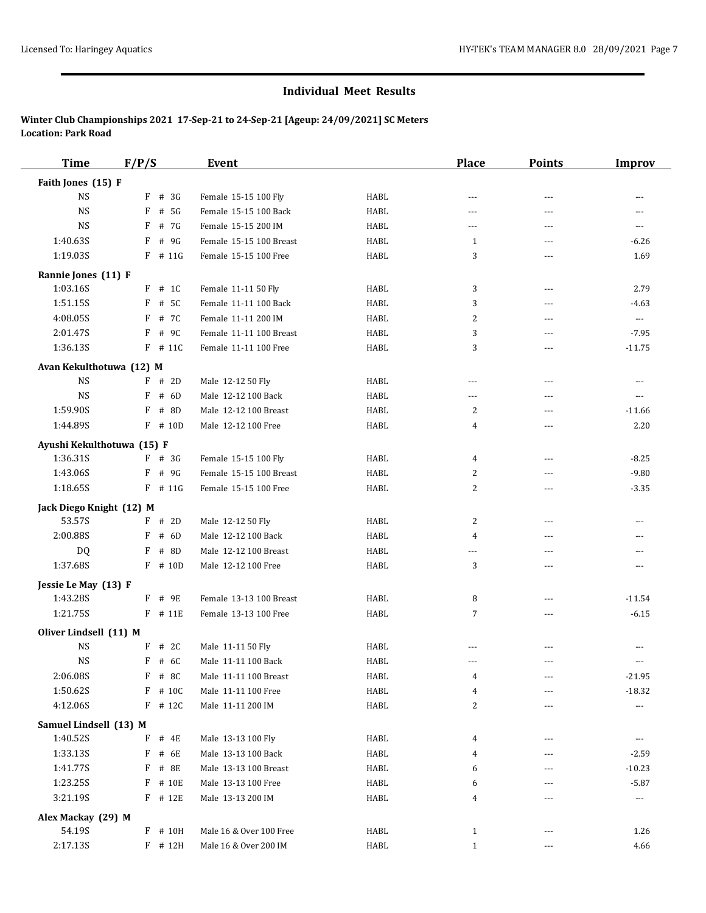## Individual Meet Results

**Winter Club Championships 2021 17-Sep-21 to 24-Sep-21 [Ageup: 24/09/2021] SC Meters**
**Location: Park Road**

| Time | F/P/S | Event | | Place | Points | Improv |
|---|---|---|---|---|---|---|
| **Faith Jones (15) F** | | | | | | |
| NS | F # 3G | Female 15-15 100 Fly | HABL | --- | --- | --- |
| NS | F # 5G | Female 15-15 100 Back | HABL | --- | --- | --- |
| NS | F # 7G | Female 15-15 200 IM | HABL | --- | --- | --- |
| 1:40.63S | F # 9G | Female 15-15 100 Breast | HABL | 1 | --- | -6.26 |
| 1:19.03S | F # 11G | Female 15-15 100 Free | HABL | 3 | --- | 1.69 |
| **Rannie Jones (11) F** | | | | | | |
| 1:03.16S | F # 1C | Female 11-11 50 Fly | HABL | 3 | --- | 2.79 |
| 1:51.15S | F # 5C | Female 11-11 100 Back | HABL | 3 | --- | -4.63 |
| 4:08.05S | F # 7C | Female 11-11 200 IM | HABL | 2 | --- | --- |
| 2:01.47S | F # 9C | Female 11-11 100 Breast | HABL | 3 | --- | -7.95 |
| 1:36.13S | F # 11C | Female 11-11 100 Free | HABL | 3 | --- | -11.75 |
| **Avan Kekulthotuwa (12) M** | | | | | | |
| NS | F # 2D | Male 12-12 50 Fly | HABL | --- | --- | --- |
| NS | F # 6D | Male 12-12 100 Back | HABL | --- | --- | --- |
| 1:59.90S | F # 8D | Male 12-12 100 Breast | HABL | 2 | --- | -11.66 |
| 1:44.89S | F # 10D | Male 12-12 100 Free | HABL | 4 | --- | 2.20 |
| **Ayushi Kekulthotuwa (15) F** | | | | | | |
| 1:36.31S | F # 3G | Female 15-15 100 Fly | HABL | 4 | --- | -8.25 |
| 1:43.06S | F # 9G | Female 15-15 100 Breast | HABL | 2 | --- | -9.80 |
| 1:18.65S | F # 11G | Female 15-15 100 Free | HABL | 2 | --- | -3.35 |
| **Jack Diego Knight (12) M** | | | | | | |
| 53.57S | F # 2D | Male 12-12 50 Fly | HABL | 2 | --- | --- |
| 2:00.88S | F # 6D | Male 12-12 100 Back | HABL | 4 | --- | --- |
| DQ | F # 8D | Male 12-12 100 Breast | HABL | --- | --- | --- |
| 1:37.68S | F # 10D | Male 12-12 100 Free | HABL | 3 | --- | --- |
| **Jessie Le May (13) F** | | | | | | |
| 1:43.28S | F # 9E | Female 13-13 100 Breast | HABL | 8 | --- | -11.54 |
| 1:21.75S | F # 11E | Female 13-13 100 Free | HABL | 7 | --- | -6.15 |
| **Oliver Lindsell (11) M** | | | | | | |
| NS | F # 2C | Male 11-11 50 Fly | HABL | --- | --- | --- |
| NS | F # 6C | Male 11-11 100 Back | HABL | --- | --- | --- |
| 2:06.08S | F # 8C | Male 11-11 100 Breast | HABL | 4 | --- | -21.95 |
| 1:50.62S | F # 10C | Male 11-11 100 Free | HABL | 4 | --- | -18.32 |
| 4:12.06S | F # 12C | Male 11-11 200 IM | HABL | 2 | --- | --- |
| **Samuel Lindsell (13) M** | | | | | | |
| 1:40.52S | F # 4E | Male 13-13 100 Fly | HABL | 4 | --- | --- |
| 1:33.13S | F # 6E | Male 13-13 100 Back | HABL | 4 | --- | -2.59 |
| 1:41.77S | F # 8E | Male 13-13 100 Breast | HABL | 6 | --- | -10.23 |
| 1:23.25S | F # 10E | Male 13-13 100 Free | HABL | 6 | --- | -5.87 |
| 3:21.19S | F # 12E | Male 13-13 200 IM | HABL | 4 | --- | --- |
| **Alex Mackay (29) M** | | | | | | |
| 54.19S | F # 10H | Male 16 & Over 100 Free | HABL | 1 | --- | 1.26 |
| 2:17.13S | F # 12H | Male 16 & Over 200 IM | HABL | 1 | --- | 4.66 |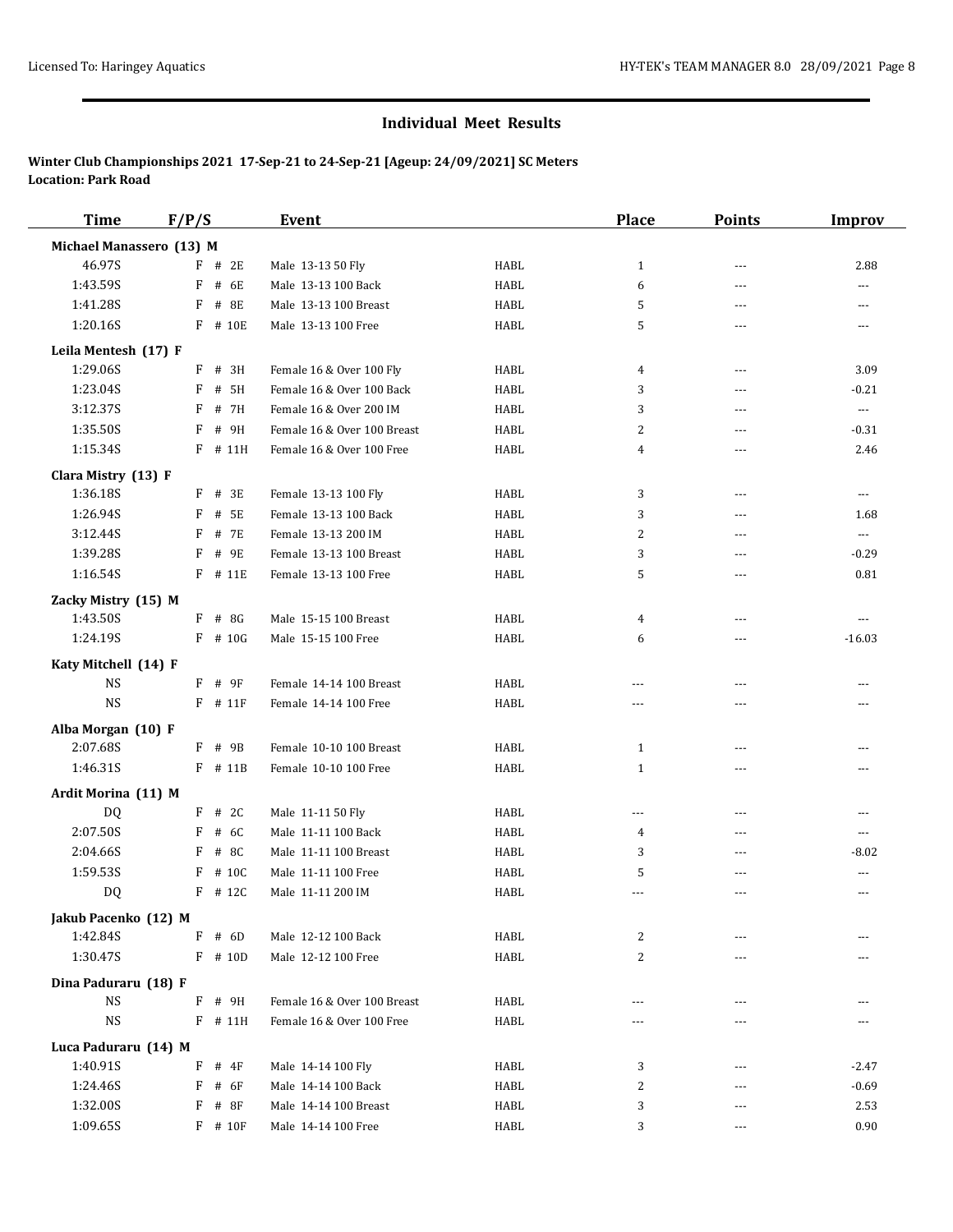## Individual Meet Results

**Winter Club Championships 2021 17-Sep-21 to 24-Sep-21 [Ageup: 24/09/2021] SC Meters**
**Location: Park Road**

| Time | F/P/S | Event | | Place | Points | Improv |
|---|---|---|---|---|---|---|
| **Michael Manassero (13) M** | | | | | | |
| 46.97S | F # 2E | Male 13-13 50 Fly | HABL | 1 | --- | 2.88 |
| 1:43.59S | F # 6E | Male 13-13 100 Back | HABL | 6 | --- | --- |
| 1:41.28S | F # 8E | Male 13-13 100 Breast | HABL | 5 | --- | --- |
| 1:20.16S | F # 10E | Male 13-13 100 Free | HABL | 5 | --- | --- |
| **Leila Mentesh (17) F** | | | | | | |
| 1:29.06S | F # 3H | Female 16 & Over 100 Fly | HABL | 4 | --- | 3.09 |
| 1:23.04S | F # 5H | Female 16 & Over 100 Back | HABL | 3 | --- | -0.21 |
| 3:12.37S | F # 7H | Female 16 & Over 200 IM | HABL | 3 | --- | --- |
| 1:35.50S | F # 9H | Female 16 & Over 100 Breast | HABL | 2 | --- | -0.31 |
| 1:15.34S | F # 11H | Female 16 & Over 100 Free | HABL | 4 | --- | 2.46 |
| **Clara Mistry (13) F** | | | | | | |
| 1:36.18S | F # 3E | Female 13-13 100 Fly | HABL | 3 | --- | --- |
| 1:26.94S | F # 5E | Female 13-13 100 Back | HABL | 3 | --- | 1.68 |
| 3:12.44S | F # 7E | Female 13-13 200 IM | HABL | 2 | --- | --- |
| 1:39.28S | F # 9E | Female 13-13 100 Breast | HABL | 3 | --- | -0.29 |
| 1:16.54S | F # 11E | Female 13-13 100 Free | HABL | 5 | --- | 0.81 |
| **Zacky Mistry (15) M** | | | | | | |
| 1:43.50S | F # 8G | Male 15-15 100 Breast | HABL | 4 | --- | --- |
| 1:24.19S | F # 10G | Male 15-15 100 Free | HABL | 6 | --- | -16.03 |
| **Katy Mitchell (14) F** | | | | | | |
| NS | F # 9F | Female 14-14 100 Breast | HABL | --- | --- | --- |
| NS | F # 11F | Female 14-14 100 Free | HABL | --- | --- | --- |
| **Alba Morgan (10) F** | | | | | | |
| 2:07.68S | F # 9B | Female 10-10 100 Breast | HABL | 1 | --- | --- |
| 1:46.31S | F # 11B | Female 10-10 100 Free | HABL | 1 | --- | --- |
| **Ardit Morina (11) M** | | | | | | |
| DQ | F # 2C | Male 11-11 50 Fly | HABL | --- | --- | --- |
| 2:07.50S | F # 6C | Male 11-11 100 Back | HABL | 4 | --- | --- |
| 2:04.66S | F # 8C | Male 11-11 100 Breast | HABL | 3 | --- | -8.02 |
| 1:59.53S | F # 10C | Male 11-11 100 Free | HABL | 5 | --- | --- |
| DQ | F # 12C | Male 11-11 200 IM | HABL | --- | --- | --- |
| **Jakub Pacenko (12) M** | | | | | | |
| 1:42.84S | F # 6D | Male 12-12 100 Back | HABL | 2 | --- | --- |
| 1:30.47S | F # 10D | Male 12-12 100 Free | HABL | 2 | --- | --- |
| **Dina Paduraru (18) F** | | | | | | |
| NS | F # 9H | Female 16 & Over 100 Breast | HABL | --- | --- | --- |
| NS | F # 11H | Female 16 & Over 100 Free | HABL | --- | --- | --- |
| **Luca Paduraru (14) M** | | | | | | |
| 1:40.91S | F # 4F | Male 14-14 100 Fly | HABL | 3 | --- | -2.47 |
| 1:24.46S | F # 6F | Male 14-14 100 Back | HABL | 2 | --- | -0.69 |
| 1:32.00S | F # 8F | Male 14-14 100 Breast | HABL | 3 | --- | 2.53 |
| 1:09.65S | F # 10F | Male 14-14 100 Free | HABL | 3 | --- | 0.90 |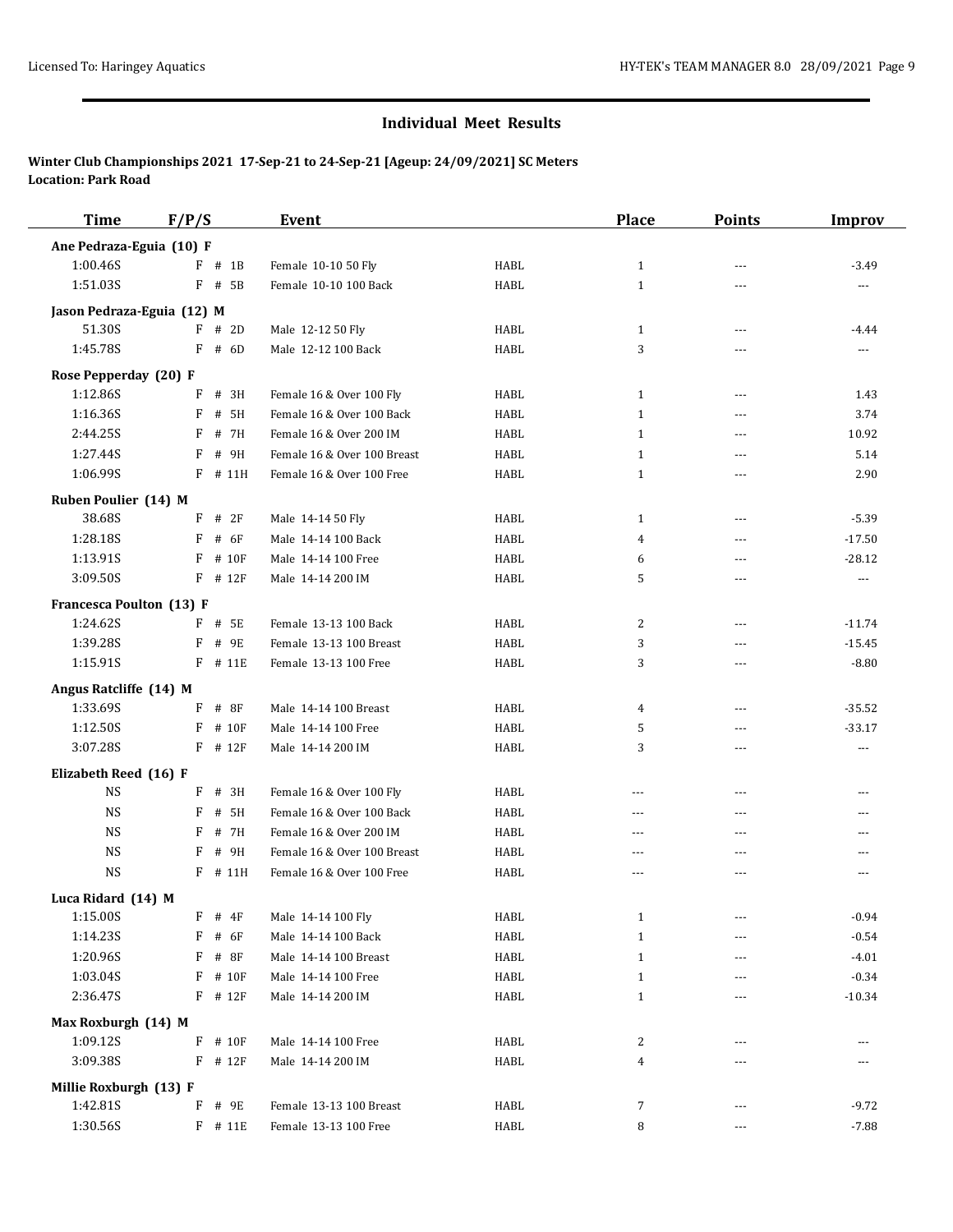## Individual Meet Results

**Winter Club Championships 2021 17-Sep-21 to 24-Sep-21 [Ageup: 24/09/2021] SC Meters**
**Location: Park Road**

| Time | F/P/S | Event | | Place | Points | Improv |
|---|---|---|---|---|---|---|
| **Ane Pedraza-Eguia (10) F** | | | | | | |
| 1:00.46S | F # 1B | Female 10-10 50 Fly | HABL | 1 | --- | -3.49 |
| 1:51.03S | F # 5B | Female 10-10 100 Back | HABL | 1 | --- | --- |
| **Jason Pedraza-Eguia (12) M** | | | | | | |
| 51.30S | F # 2D | Male 12-12 50 Fly | HABL | 1 | --- | -4.44 |
| 1:45.78S | F # 6D | Male 12-12 100 Back | HABL | 3 | --- | --- |
| **Rose Pepperday (20) F** | | | | | | |
| 1:12.86S | F # 3H | Female 16 & Over 100 Fly | HABL | 1 | --- | 1.43 |
| 1:16.36S | F # 5H | Female 16 & Over 100 Back | HABL | 1 | --- | 3.74 |
| 2:44.25S | F # 7H | Female 16 & Over 200 IM | HABL | 1 | --- | 10.92 |
| 1:27.44S | F # 9H | Female 16 & Over 100 Breast | HABL | 1 | --- | 5.14 |
| 1:06.99S | F # 11H | Female 16 & Over 100 Free | HABL | 1 | --- | 2.90 |
| **Ruben Poulier (14) M** | | | | | | |
| 38.68S | F # 2F | Male 14-14 50 Fly | HABL | 1 | --- | -5.39 |
| 1:28.18S | F # 6F | Male 14-14 100 Back | HABL | 4 | --- | -17.50 |
| 1:13.91S | F # 10F | Male 14-14 100 Free | HABL | 6 | --- | -28.12 |
| 3:09.50S | F # 12F | Male 14-14 200 IM | HABL | 5 | --- | --- |
| **Francesca Poulton (13) F** | | | | | | |
| 1:24.62S | F # 5E | Female 13-13 100 Back | HABL | 2 | --- | -11.74 |
| 1:39.28S | F # 9E | Female 13-13 100 Breast | HABL | 3 | --- | -15.45 |
| 1:15.91S | F # 11E | Female 13-13 100 Free | HABL | 3 | --- | -8.80 |
| **Angus Ratcliffe (14) M** | | | | | | |
| 1:33.69S | F # 8F | Male 14-14 100 Breast | HABL | 4 | --- | -35.52 |
| 1:12.50S | F # 10F | Male 14-14 100 Free | HABL | 5 | --- | -33.17 |
| 3:07.28S | F # 12F | Male 14-14 200 IM | HABL | 3 | --- | --- |
| **Elizabeth Reed (16) F** | | | | | | |
| NS | F # 3H | Female 16 & Over 100 Fly | HABL | --- | --- | --- |
| NS | F # 5H | Female 16 & Over 100 Back | HABL | --- | --- | --- |
| NS | F # 7H | Female 16 & Over 200 IM | HABL | --- | --- | --- |
| NS | F # 9H | Female 16 & Over 100 Breast | HABL | --- | --- | --- |
| NS | F # 11H | Female 16 & Over 100 Free | HABL | --- | --- | --- |
| **Luca Ridard (14) M** | | | | | | |
| 1:15.00S | F # 4F | Male 14-14 100 Fly | HABL | 1 | --- | -0.94 |
| 1:14.23S | F # 6F | Male 14-14 100 Back | HABL | 1 | --- | -0.54 |
| 1:20.96S | F # 8F | Male 14-14 100 Breast | HABL | 1 | --- | -4.01 |
| 1:03.04S | F # 10F | Male 14-14 100 Free | HABL | 1 | --- | -0.34 |
| 2:36.47S | F # 12F | Male 14-14 200 IM | HABL | 1 | --- | -10.34 |
| **Max Roxburgh (14) M** | | | | | | |
| 1:09.12S | F # 10F | Male 14-14 100 Free | HABL | 2 | --- | --- |
| 3:09.38S | F # 12F | Male 14-14 200 IM | HABL | 4 | --- | --- |
| **Millie Roxburgh (13) F** | | | | | | |
| 1:42.81S | F # 9E | Female 13-13 100 Breast | HABL | 7 | --- | -9.72 |
| 1:30.56S | F # 11E | Female 13-13 100 Free | HABL | 8 | --- | -7.88 |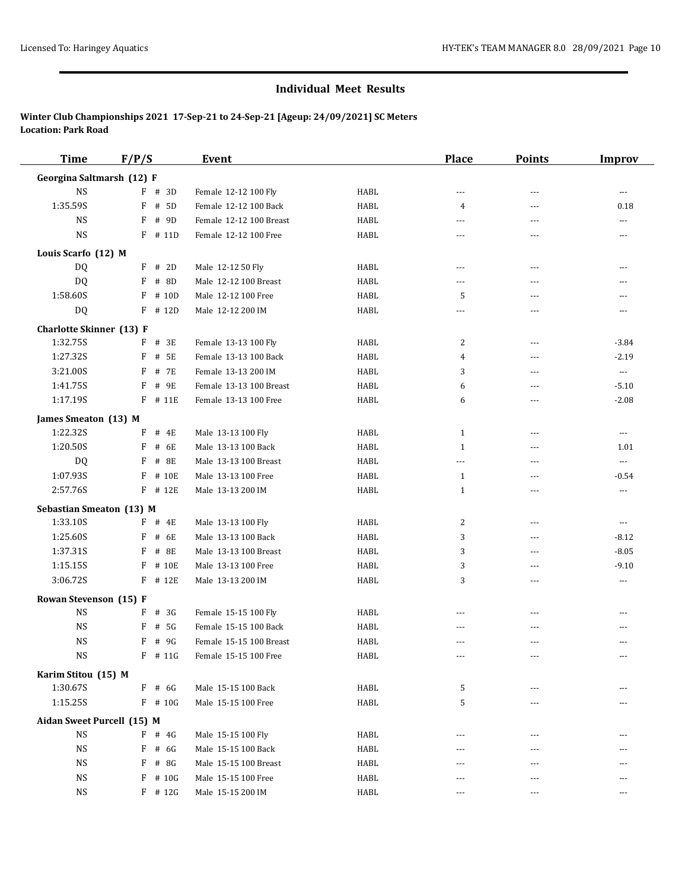## Individual Meet Results

**Winter Club Championships 2021 17-Sep-21 to 24-Sep-21 [Ageup: 24/09/2021] SC Meters**
**Location: Park Road**

| Time | F/P/S | Event | | Place | Points | Improv |
|---|---|---|---|---|---|---|
| **Georgina Saltmarsh (12) F** | | | | | | |
| NS | F # 3D | Female 12-12 100 Fly | HABL | --- | --- | --- |
| 1:35.59S | F # 5D | Female 12-12 100 Back | HABL | 4 | --- | 0.18 |
| NS | F # 9D | Female 12-12 100 Breast | HABL | --- | --- | --- |
| NS | F # 11D | Female 12-12 100 Free | HABL | --- | --- | --- |
| **Louis Scarfo (12) M** | | | | | | |
| DQ | F # 2D | Male 12-12 50 Fly | HABL | --- | --- | --- |
| DQ | F # 8D | Male 12-12 100 Breast | HABL | --- | --- | --- |
| 1:58.60S | F # 10D | Male 12-12 100 Free | HABL | 5 | --- | --- |
| DQ | F # 12D | Male 12-12 200 IM | HABL | --- | --- | --- |
| **Charlotte Skinner (13) F** | | | | | | |
| 1:32.75S | F # 3E | Female 13-13 100 Fly | HABL | 2 | --- | -3.84 |
| 1:27.32S | F # 5E | Female 13-13 100 Back | HABL | 4 | --- | -2.19 |
| 3:21.00S | F # 7E | Female 13-13 200 IM | HABL | 3 | --- | --- |
| 1:41.75S | F # 9E | Female 13-13 100 Breast | HABL | 6 | --- | -5.10 |
| 1:17.19S | F # 11E | Female 13-13 100 Free | HABL | 6 | --- | -2.08 |
| **James Smeaton (13) M** | | | | | | |
| 1:22.32S | F # 4E | Male 13-13 100 Fly | HABL | 1 | --- | --- |
| 1:20.50S | F # 6E | Male 13-13 100 Back | HABL | 1 | --- | 1.01 |
| DQ | F # 8E | Male 13-13 100 Breast | HABL | --- | --- | --- |
| 1:07.93S | F # 10E | Male 13-13 100 Free | HABL | 1 | --- | -0.54 |
| 2:57.76S | F # 12E | Male 13-13 200 IM | HABL | 1 | --- | --- |
| **Sebastian Smeaton (13) M** | | | | | | |
| 1:33.10S | F # 4E | Male 13-13 100 Fly | HABL | 2 | --- | --- |
| 1:25.60S | F # 6E | Male 13-13 100 Back | HABL | 3 | --- | -8.12 |
| 1:37.31S | F # 8E | Male 13-13 100 Breast | HABL | 3 | --- | -8.05 |
| 1:15.15S | F # 10E | Male 13-13 100 Free | HABL | 3 | --- | -9.10 |
| 3:06.72S | F # 12E | Male 13-13 200 IM | HABL | 3 | --- | --- |
| **Rowan Stevenson (15) F** | | | | | | |
| NS | F # 3G | Female 15-15 100 Fly | HABL | --- | --- | --- |
| NS | F # 5G | Female 15-15 100 Back | HABL | --- | --- | --- |
| NS | F # 9G | Female 15-15 100 Breast | HABL | --- | --- | --- |
| NS | F # 11G | Female 15-15 100 Free | HABL | --- | --- | --- |
| **Karim Stitou (15) M** | | | | | | |
| 1:30.67S | F # 6G | Male 15-15 100 Back | HABL | 5 | --- | --- |
| 1:15.25S | F # 10G | Male 15-15 100 Free | HABL | 5 | --- | --- |
| **Aidan Sweet Purcell (15) M** | | | | | | |
| NS | F # 4G | Male 15-15 100 Fly | HABL | --- | --- | --- |
| NS | F # 6G | Male 15-15 100 Back | HABL | --- | --- | --- |
| NS | F # 8G | Male 15-15 100 Breast | HABL | --- | --- | --- |
| NS | F # 10G | Male 15-15 100 Free | HABL | --- | --- | --- |
| NS | F # 12G | Male 15-15 200 IM | HABL | --- | --- | --- |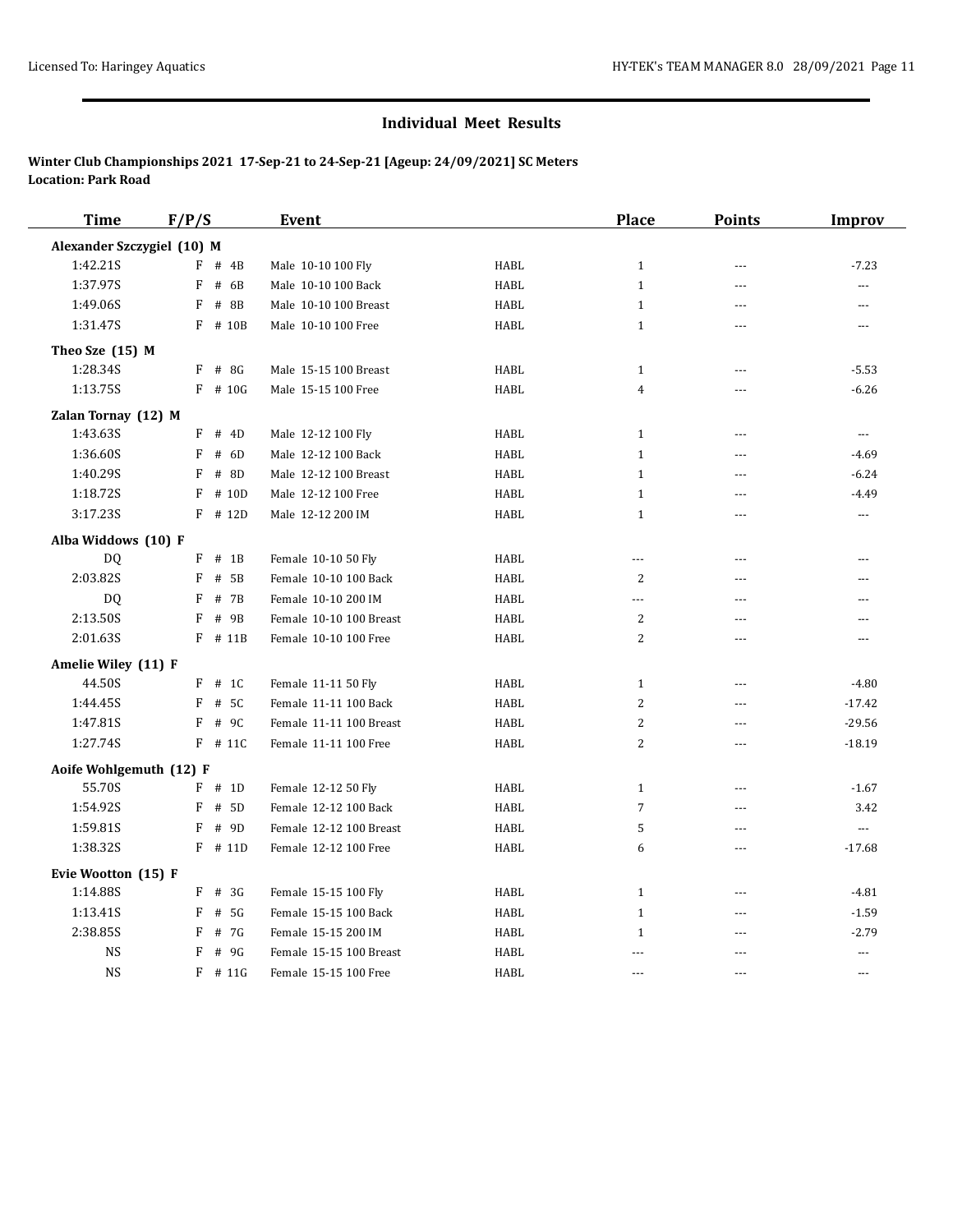## Individual Meet Results

**Winter Club Championships 2021 17-Sep-21 to 24-Sep-21 [Ageup: 24/09/2021] SC Meters**
**Location: Park Road**

| Time | F/P/S | Event | | Place | Points | Improv |
|---|---|---|---|---|---|---|
| **Alexander Szczygiel (10) M** | | | | | | |
| 1:42.21S | F # 4B | Male 10-10 100 Fly | HABL | 1 | --- | -7.23 |
| 1:37.97S | F # 6B | Male 10-10 100 Back | HABL | 1 | --- | --- |
| 1:49.06S | F # 8B | Male 10-10 100 Breast | HABL | 1 | --- | --- |
| 1:31.47S | F # 10B | Male 10-10 100 Free | HABL | 1 | --- | --- |
| **Theo Sze (15) M** | | | | | | |
| 1:28.34S | F # 8G | Male 15-15 100 Breast | HABL | 1 | --- | -5.53 |
| 1:13.75S | F # 10G | Male 15-15 100 Free | HABL | 4 | --- | -6.26 |
| **Zalan Tornay (12) M** | | | | | | |
| 1:43.63S | F # 4D | Male 12-12 100 Fly | HABL | 1 | --- | --- |
| 1:36.60S | F # 6D | Male 12-12 100 Back | HABL | 1 | --- | -4.69 |
| 1:40.29S | F # 8D | Male 12-12 100 Breast | HABL | 1 | --- | -6.24 |
| 1:18.72S | F # 10D | Male 12-12 100 Free | HABL | 1 | --- | -4.49 |
| 3:17.23S | F # 12D | Male 12-12 200 IM | HABL | 1 | --- | --- |
| **Alba Widdows (10) F** | | | | | | |
| DQ | F # 1B | Female 10-10 50 Fly | HABL | --- | --- | --- |
| 2:03.82S | F # 5B | Female 10-10 100 Back | HABL | 2 | --- | --- |
| DQ | F # 7B | Female 10-10 200 IM | HABL | --- | --- | --- |
| 2:13.50S | F # 9B | Female 10-10 100 Breast | HABL | 2 | --- | --- |
| 2:01.63S | F # 11B | Female 10-10 100 Free | HABL | 2 | --- | --- |
| **Amelie Wiley (11) F** | | | | | | |
| 44.50S | F # 1C | Female 11-11 50 Fly | HABL | 1 | --- | -4.80 |
| 1:44.45S | F # 5C | Female 11-11 100 Back | HABL | 2 | --- | -17.42 |
| 1:47.81S | F # 9C | Female 11-11 100 Breast | HABL | 2 | --- | -29.56 |
| 1:27.74S | F # 11C | Female 11-11 100 Free | HABL | 2 | --- | -18.19 |
| **Aoife Wohlgemuth (12) F** | | | | | | |
| 55.70S | F # 1D | Female 12-12 50 Fly | HABL | 1 | --- | -1.67 |
| 1:54.92S | F # 5D | Female 12-12 100 Back | HABL | 7 | --- | 3.42 |
| 1:59.81S | F # 9D | Female 12-12 100 Breast | HABL | 5 | --- | --- |
| 1:38.32S | F # 11D | Female 12-12 100 Free | HABL | 6 | --- | -17.68 |
| **Evie Wootton (15) F** | | | | | | |
| 1:14.88S | F # 3G | Female 15-15 100 Fly | HABL | 1 | --- | -4.81 |
| 1:13.41S | F # 5G | Female 15-15 100 Back | HABL | 1 | --- | -1.59 |
| 2:38.85S | F # 7G | Female 15-15 200 IM | HABL | 1 | --- | -2.79 |
| NS | F # 9G | Female 15-15 100 Breast | HABL | --- | --- | --- |
| NS | F # 11G | Female 15-15 100 Free | HABL | --- | --- | --- |